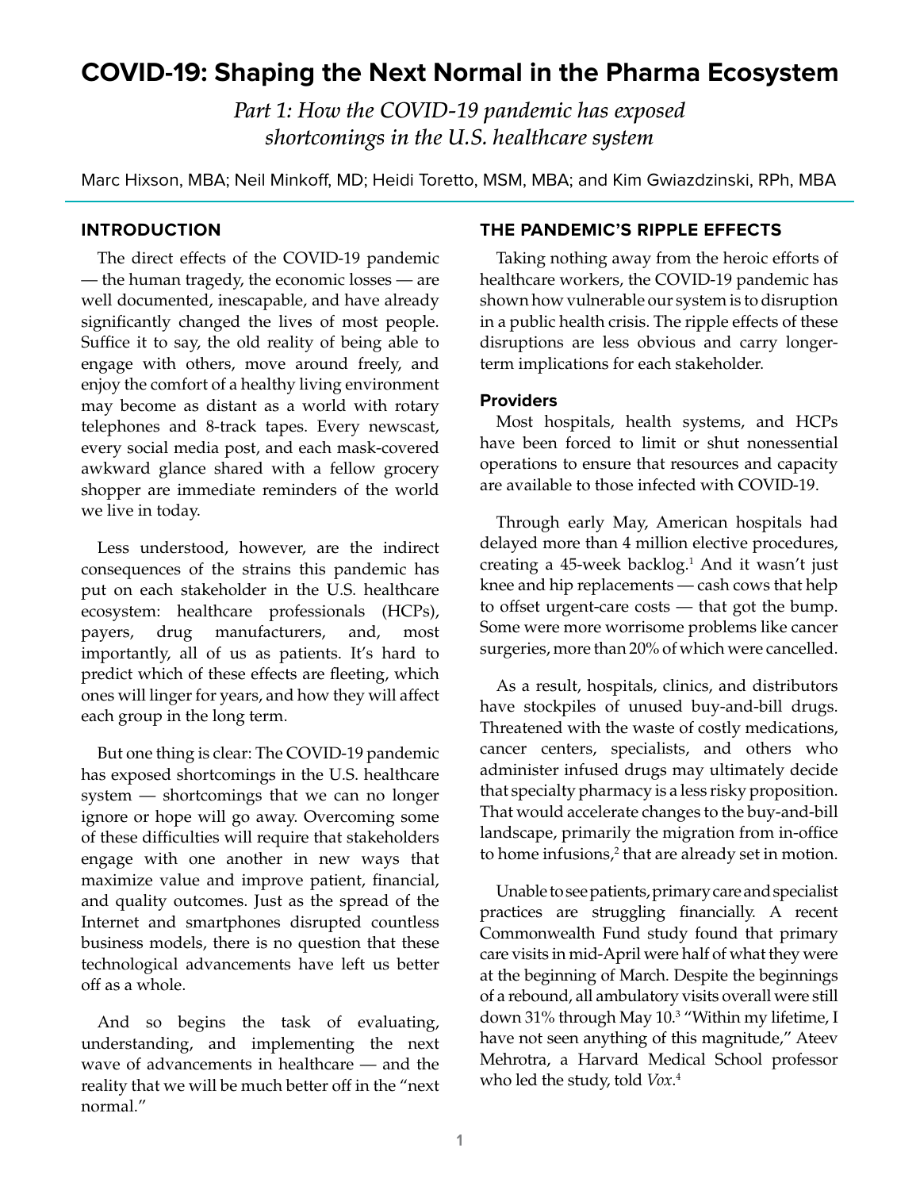# COVID-19: Shaping the Next Normal in the Pharma Ecosystem

*Part 1: How the COVID-19 pandemic has exposed shortcomings in the U.S. healthcare system*

Marc Hixson, MBA; Neil Minkoff, MD; Heidi Toretto, MSM, MBA; and Kim Gwiazdzinski, RPh, MBA

## INTRODUCTION

The direct effects of the COVID-19 pandemic — the human tragedy, the economic losses — are well documented, inescapable, and have already significantly changed the lives of most people. Suffice it to say, the old reality of being able to engage with others, move around freely, and enjoy the comfort of a healthy living environment may become as distant as a world with rotary telephones and 8-track tapes. Every newscast, every social media post, and each mask-covered awkward glance shared with a fellow grocery shopper are immediate reminders of the world we live in today.

Less understood, however, are the indirect consequences of the strains this pandemic has put on each stakeholder in the U.S. healthcare ecosystem: healthcare professionals (HCPs), payers, drug manufacturers, and, most importantly, all of us as patients. It's hard to predict which of these effects are fleeting, which ones will linger for years, and how they will affect each group in the long term.

But one thing is clear: The COVID-19 pandemic has exposed shortcomings in the U.S. healthcare system — shortcomings that we can no longer ignore or hope will go away. Overcoming some of these difficulties will require that stakeholders engage with one another in new ways that maximize value and improve patient, financial, and quality outcomes. Just as the spread of the Internet and smartphones disrupted countless business models, there is no question that these technological advancements have left us better off as a whole.

And so begins the task of evaluating, understanding, and implementing the next wave of advancements in healthcare — and the reality that we will be much better off in the "next normal."

## THE PANDEMIC'S RIPPLE EFFECTS

Taking nothing away from the heroic efforts of healthcare workers, the COVID-19 pandemic has shown how vulnerable our system is to disruption in a public health crisis. The ripple effects of these disruptions are less obvious and carry longer-term implications for each stakeholder.

### Providers

Most hospitals, health systems, and HCPs have been forced to limit or shut nonessential operations to ensure that resources and capacity are available to those infected with COVID-19.

Through early May, American hospitals had delayed more than 4 million elective procedures, creating a 45-week backlog.[1] And it wasn't just knee and hip replacements — cash cows that help to offset urgent-care costs — that got the bump. Some were more worrisome problems like cancer surgeries, more than 20% of which were cancelled.

As a result, hospitals, clinics, and distributors have stockpiles of unused buy-and-bill drugs. Threatened with the waste of costly medications, cancer centers, specialists, and others who administer infused drugs may ultimately decide that specialty pharmacy is a less risky proposition. That would accelerate changes to the buy-and-bill landscape, primarily the migration from in-office to home infusions,[2] that are already set in motion.

Unable to see patients, primary care and specialist practices are struggling financially. A recent Commonwealth Fund study found that primary care visits in mid-April were half of what they were at the beginning of March. Despite the beginnings of a rebound, all ambulatory visits overall were still down 31% through May 10.[3] "Within my lifetime, I have not seen anything of this magnitude," Ateev Mehrotra, a Harvard Medical School professor who led the study, told *Vox*.[4]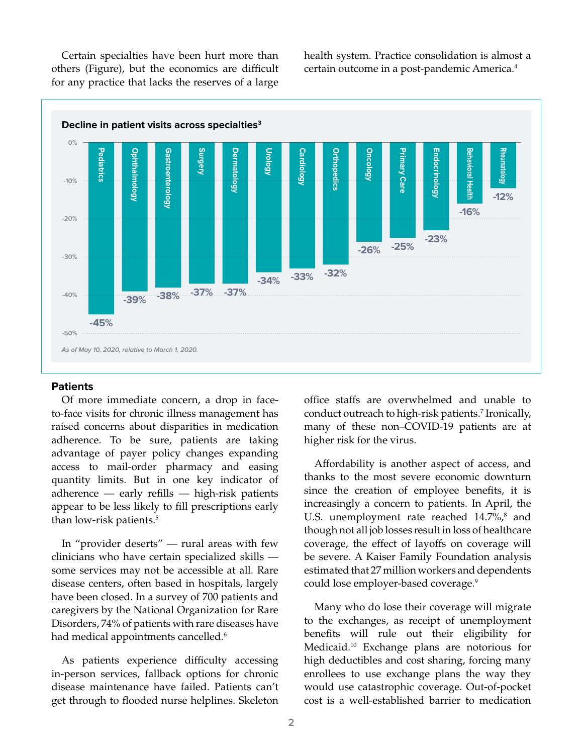Certain specialties have been hurt more than others (Figure), but the economics are difficult for any practice that lacks the reserves of a large health system. Practice consolidation is almost a certain outcome in a post-pandemic America.[4]

**Decline in patient visits across specialties[3]**

| Specialty | Decline |
| --- | --- |
| Pediatrics | -45% |
| Ophthalmology | -39% |
| Gastroenterology | -38% |
| Surgery | -37% |
| Dermatology | -37% |
| Urology | -34% |
| Cardiology | -33% |
| Orthopedics | -32% |
| Oncology | -26% |
| Primary Care | -25% |
| Endocrinology | -23% |
| Behavioral Health | -16% |
| Rheumatology | -12% |

*As of May 10, 2020, relative to March 1, 2020.*

### Patients

Of more immediate concern, a drop in face-to-face visits for chronic illness management has raised concerns about disparities in medication adherence. To be sure, patients are taking advantage of payer policy changes expanding access to mail-order pharmacy and easing quantity limits. But in one key indicator of adherence — early refills — high-risk patients appear to be less likely to fill prescriptions early than low-risk patients.[5]

In "provider deserts" — rural areas with few clinicians who have certain specialized skills — some services may not be accessible at all. Rare disease centers, often based in hospitals, largely have been closed. In a survey of 700 patients and caregivers by the National Organization for Rare Disorders, 74% of patients with rare diseases have had medical appointments cancelled.[6]

As patients experience difficulty accessing in-person services, fallback options for chronic disease maintenance have failed. Patients can't get through to flooded nurse helplines. Skeleton office staffs are overwhelmed and unable to conduct outreach to high-risk patients.[7] Ironically, many of these non–COVID-19 patients are at higher risk for the virus.

Affordability is another aspect of access, and thanks to the most severe economic downturn since the creation of employee benefits, it is increasingly a concern to patients. In April, the U.S. unemployment rate reached 14.7%,[8] and though not all job losses result in loss of healthcare coverage, the effect of layoffs on coverage will be severe. A Kaiser Family Foundation analysis estimated that 27 million workers and dependents could lose employer-based coverage.[9]

Many who do lose their coverage will migrate to the exchanges, as receipt of unemployment benefits will rule out their eligibility for Medicaid.[10] Exchange plans are notorious for high deductibles and cost sharing, forcing many enrollees to use exchange plans the way they would use catastrophic coverage. Out-of-pocket cost is a well-established barrier to medication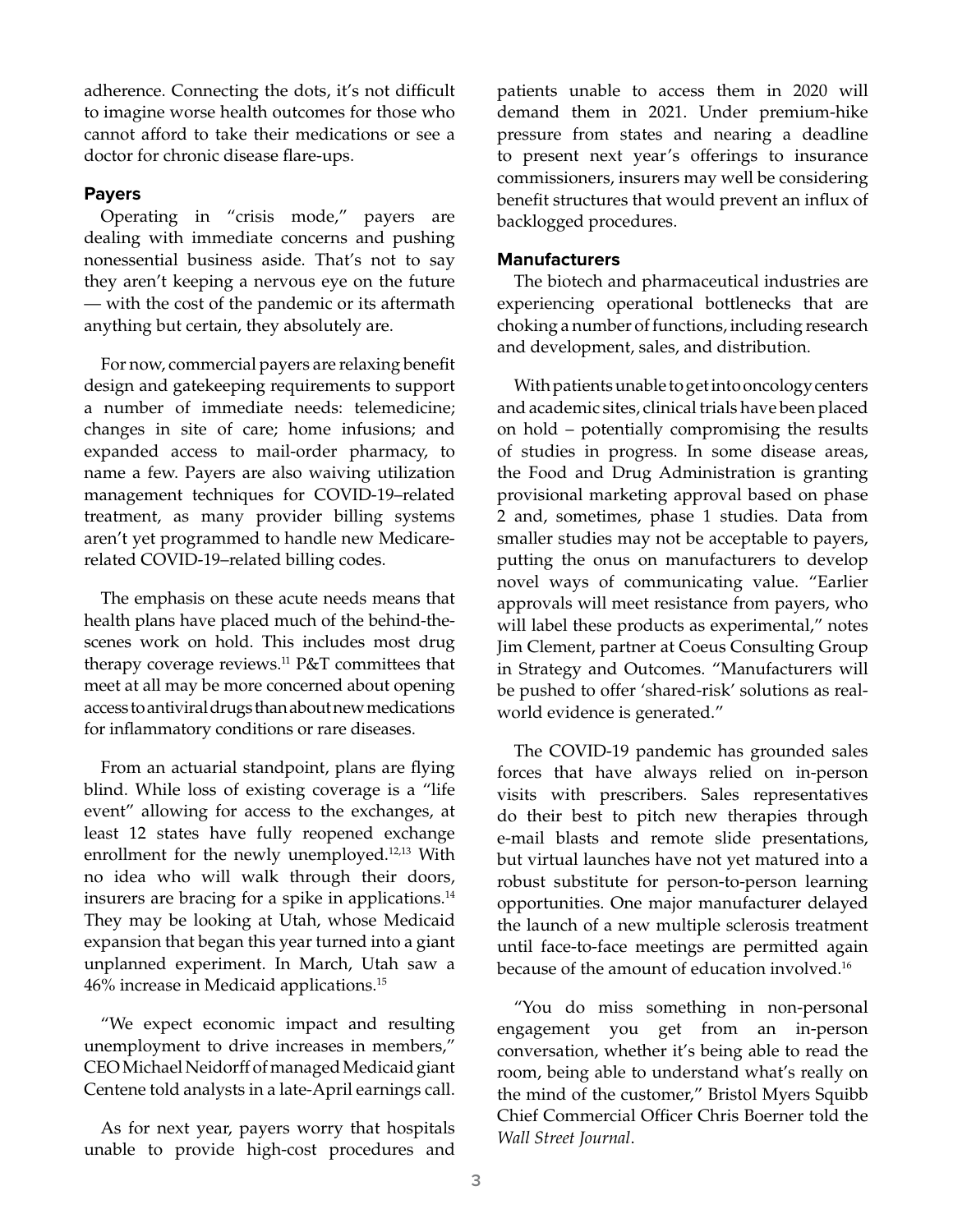adherence. Connecting the dots, it's not difficult to imagine worse health outcomes for those who cannot afford to take their medications or see a doctor for chronic disease flare-ups.

### Payers

Operating in "crisis mode," payers are dealing with immediate concerns and pushing nonessential business aside. That's not to say they aren't keeping a nervous eye on the future — with the cost of the pandemic or its aftermath anything but certain, they absolutely are.

For now, commercial payers are relaxing benefit design and gatekeeping requirements to support a number of immediate needs: telemedicine; changes in site of care; home infusions; and expanded access to mail-order pharmacy, to name a few. Payers are also waiving utilization management techniques for COVID-19–related treatment, as many provider billing systems aren't yet programmed to handle new Medicare-related COVID-19–related billing codes.

The emphasis on these acute needs means that health plans have placed much of the behind-the-scenes work on hold. This includes most drug therapy coverage reviews.[11] P&T committees that meet at all may be more concerned about opening access to antiviral drugs than about new medications for inflammatory conditions or rare diseases.

From an actuarial standpoint, plans are flying blind. While loss of existing coverage is a "life event" allowing for access to the exchanges, at least 12 states have fully reopened exchange enrollment for the newly unemployed.[12,13] With no idea who will walk through their doors, insurers are bracing for a spike in applications.[14] They may be looking at Utah, whose Medicaid expansion that began this year turned into a giant unplanned experiment. In March, Utah saw a 46% increase in Medicaid applications.[15]

"We expect economic impact and resulting unemployment to drive increases in members," CEO Michael Neidorff of managed Medicaid giant Centene told analysts in a late-April earnings call.

As for next year, payers worry that hospitals unable to provide high-cost procedures and patients unable to access them in 2020 will demand them in 2021. Under premium-hike pressure from states and nearing a deadline to present next year's offerings to insurance commissioners, insurers may well be considering benefit structures that would prevent an influx of backlogged procedures.

### Manufacturers

The biotech and pharmaceutical industries are experiencing operational bottlenecks that are choking a number of functions, including research and development, sales, and distribution.

With patients unable to get into oncology centers and academic sites, clinical trials have been placed on hold – potentially compromising the results of studies in progress. In some disease areas, the Food and Drug Administration is granting provisional marketing approval based on phase 2 and, sometimes, phase 1 studies. Data from smaller studies may not be acceptable to payers, putting the onus on manufacturers to develop novel ways of communicating value. "Earlier approvals will meet resistance from payers, who will label these products as experimental," notes Jim Clement, partner at Coeus Consulting Group in Strategy and Outcomes. "Manufacturers will be pushed to offer 'shared-risk' solutions as real-world evidence is generated."

The COVID-19 pandemic has grounded sales forces that have always relied on in-person visits with prescribers. Sales representatives do their best to pitch new therapies through e-mail blasts and remote slide presentations, but virtual launches have not yet matured into a robust substitute for person-to-person learning opportunities. One major manufacturer delayed the launch of a new multiple sclerosis treatment until face-to-face meetings are permitted again because of the amount of education involved.[16]

"You do miss something in non-personal engagement you get from an in-person conversation, whether it's being able to read the room, being able to understand what's really on the mind of the customer," Bristol Myers Squibb Chief Commercial Officer Chris Boerner told the *Wall Street Journal*.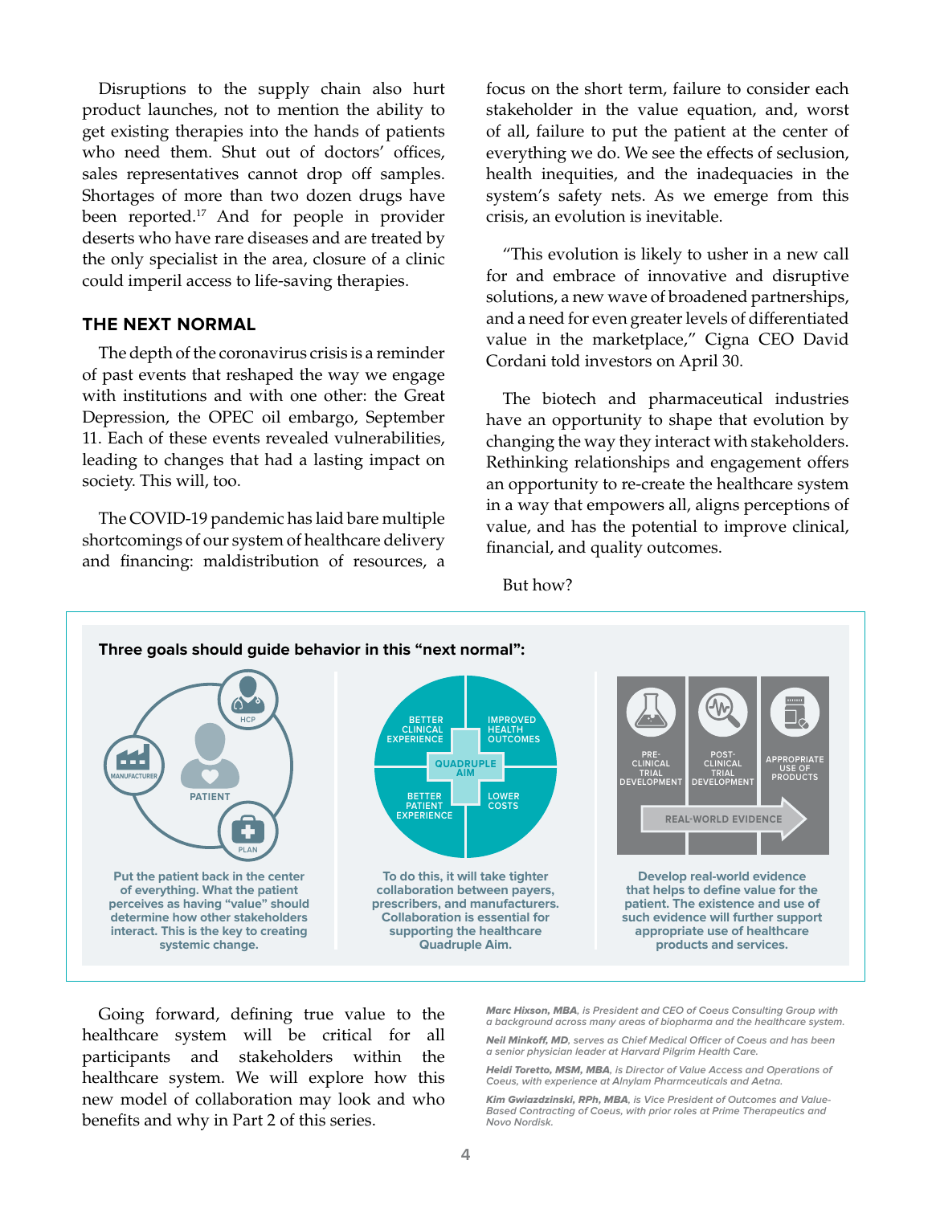Disruptions to the supply chain also hurt product launches, not to mention the ability to get existing therapies into the hands of patients who need them. Shut out of doctors' offices, sales representatives cannot drop off samples. Shortages of more than two dozen drugs have been reported.[17] And for people in provider deserts who have rare diseases and are treated by the only specialist in the area, closure of a clinic could imperil access to life-saving therapies.

### THE NEXT NORMAL

The depth of the coronavirus crisis is a reminder of past events that reshaped the way we engage with institutions and with one other: the Great Depression, the OPEC oil embargo, September 11. Each of these events revealed vulnerabilities, leading to changes that had a lasting impact on society. This will, too.

The COVID-19 pandemic has laid bare multiple shortcomings of our system of healthcare delivery and financing: maldistribution of resources, a focus on the short term, failure to consider each stakeholder in the value equation, and, worst of all, failure to put the patient at the center of everything we do. We see the effects of seclusion, health inequities, and the inadequacies in the system's safety nets. As we emerge from this crisis, an evolution is inevitable.

"This evolution is likely to usher in a new call for and embrace of innovative and disruptive solutions, a new wave of broadened partnerships, and a need for even greater levels of differentiated value in the marketplace," Cigna CEO David Cordani told investors on April 30.

The biotech and pharmaceutical industries have an opportunity to shape that evolution by changing the way they interact with stakeholders. Rethinking relationships and engagement offers an opportunity to re-create the healthcare system in a way that empowers all, aligns perceptions of value, and has the potential to improve clinical, financial, and quality outcomes.

But how?

**Three goals should guide behavior in this "next normal":**

HCP · MANUFACTURER · PATIENT · PLAN

**Put the patient back in the center of everything. What the patient perceives as having "value" should determine how other stakeholders interact. This is the key to creating systemic change.**

QUADRUPLE AIM: BETTER CLINICAL EXPERIENCE · IMPROVED HEALTH OUTCOMES · BETTER PATIENT EXPERIENCE · LOWER COSTS

**To do this, it will take tighter collaboration between payers, prescribers, and manufacturers. Collaboration is essential for supporting the healthcare Quadruple Aim.**

PRE-CLINICAL TRIAL DEVELOPMENT · POST-CLINICAL TRIAL DEVELOPMENT · APPROPRIATE USE OF PRODUCTS · REAL-WORLD EVIDENCE

**Develop real-world evidence that helps to define value for the patient. The existence and use of such evidence will further support appropriate use of healthcare products and services.**

Going forward, defining true value to the healthcare system will be critical for all participants and stakeholders within the healthcare system. We will explore how this new model of collaboration may look and who benefits and why in Part 2 of this series.

***Marc Hixson, MBA**, is President and CEO of Coeus Consulting Group with a background across many areas of biopharma and the healthcare system.*

***Neil Minkoff, MD**, serves as Chief Medical Officer of Coeus and has been a senior physician leader at Harvard Pilgrim Health Care.*

***Heidi Toretto, MSM, MBA**, is Director of Value Access and Operations of Coeus, with experience at Alnylam Pharmceuticals and Aetna.*

***Kim Gwiazdzinski, RPh, MBA**, is Vice President of Outcomes and Value-Based Contracting of Coeus, with prior roles at Prime Therapeutics and Novo Nordisk.*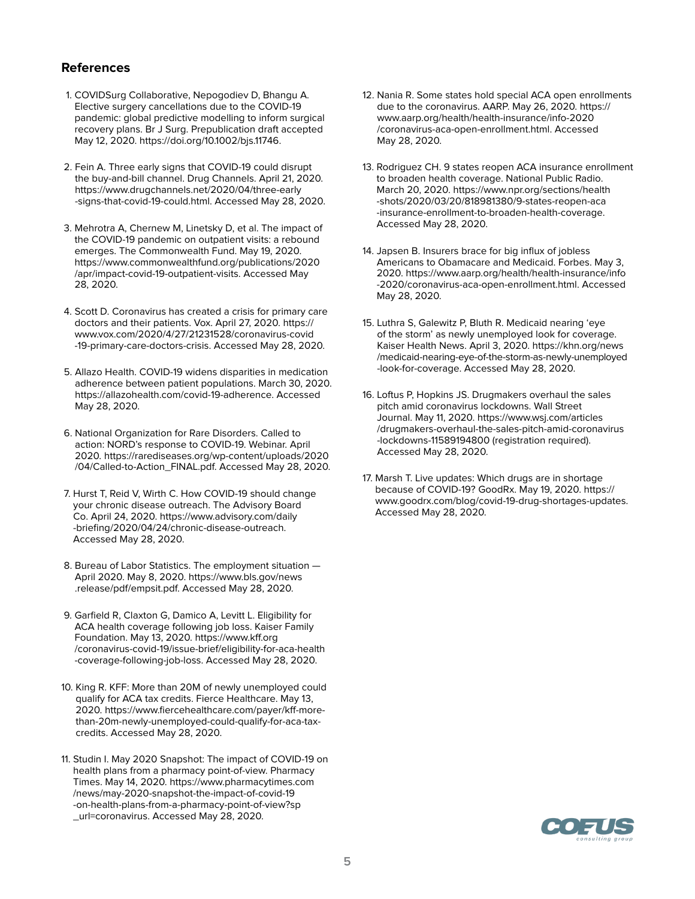## References

1. COVIDSurg Collaborative, Nepogodiev D, Bhangu A. Elective surgery cancellations due to the COVID-19 pandemic: global predictive modelling to inform surgical recovery plans. Br J Surg. Prepublication draft accepted May 12, 2020. https://doi.org/10.1002/bjs.11746.

2. Fein A. Three early signs that COVID-19 could disrupt the buy-and-bill channel. Drug Channels. April 21, 2020. https://www.drugchannels.net/2020/04/three-early-signs-that-covid-19-could.html. Accessed May 28, 2020.

3. Mehrotra A, Chernew M, Linetsky D, et al. The impact of the COVID-19 pandemic on outpatient visits: a rebound emerges. The Commonwealth Fund. May 19, 2020. https://www.commonwealthfund.org/publications/2020/apr/impact-covid-19-outpatient-visits. Accessed May 28, 2020.

4. Scott D. Coronavirus has created a crisis for primary care doctors and their patients. Vox. April 27, 2020. https://www.vox.com/2020/4/27/21231528/coronavirus-covid-19-primary-care-doctors-crisis. Accessed May 28, 2020.

5. Allazo Health. COVID-19 widens disparities in medication adherence between patient populations. March 30, 2020. https://allazohealth.com/covid-19-adherence. Accessed May 28, 2020.

6. National Organization for Rare Disorders. Called to action: NORD's response to COVID-19. Webinar. April 2020. https://rarediseases.org/wp-content/uploads/2020/04/Called-to-Action_FINAL.pdf. Accessed May 28, 2020.

7. Hurst T, Reid V, Wirth C. How COVID-19 should change your chronic disease outreach. The Advisory Board Co. April 24, 2020. https://www.advisory.com/daily-briefing/2020/04/24/chronic-disease-outreach. Accessed May 28, 2020.

8. Bureau of Labor Statistics. The employment situation — April 2020. May 8, 2020. https://www.bls.gov/news.release/pdf/empsit.pdf. Accessed May 28, 2020.

9. Garfield R, Claxton G, Damico A, Levitt L. Eligibility for ACA health coverage following job loss. Kaiser Family Foundation. May 13, 2020. https://www.kff.org/coronavirus-covid-19/issue-brief/eligibility-for-aca-health-coverage-following-job-loss. Accessed May 28, 2020.

10. King R. KFF: More than 20M of newly unemployed could qualify for ACA tax credits. Fierce Healthcare. May 13, 2020. https://www.fiercehealthcare.com/payer/kff-more-than-20m-newly-unemployed-could-qualify-for-aca-tax-credits. Accessed May 28, 2020.

11. Studin I. May 2020 Snapshot: The impact of COVID-19 on health plans from a pharmacy point-of-view. Pharmacy Times. May 14, 2020. https://www.pharmacytimes.com/news/may-2020-snapshot-the-impact-of-covid-19-on-health-plans-from-a-pharmacy-point-of-view?sp_url=coronavirus. Accessed May 28, 2020.

12. Nania R. Some states hold special ACA open enrollments due to the coronavirus. AARP. May 26, 2020. https://www.aarp.org/health/health-insurance/info-2020/coronavirus-aca-open-enrollment.html. Accessed May 28, 2020.

13. Rodriguez CH. 9 states reopen ACA insurance enrollment to broaden health coverage. National Public Radio. March 20, 2020. https://www.npr.org/sections/health-shots/2020/03/20/818981380/9-states-reopen-aca-insurance-enrollment-to-broaden-health-coverage. Accessed May 28, 2020.

14. Japsen B. Insurers brace for big influx of jobless Americans to Obamacare and Medicaid. Forbes. May 3, 2020. https://www.aarp.org/health/health-insurance/info-2020/coronavirus-aca-open-enrollment.html. Accessed May 28, 2020.

15. Luthra S, Galewitz P, Bluth R. Medicaid nearing 'eye of the storm' as newly unemployed look for coverage. Kaiser Health News. April 3, 2020. https://khn.org/news/medicaid-nearing-eye-of-the-storm-as-newly-unemployed-look-for-coverage. Accessed May 28, 2020.

16. Loftus P, Hopkins JS. Drugmakers overhaul the sales pitch amid coronavirus lockdowns. Wall Street Journal. May 11, 2020. https://www.wsj.com/articles/drugmakers-overhaul-the-sales-pitch-amid-coronavirus-lockdowns-11589194800 (registration required). Accessed May 28, 2020.

17. Marsh T. Live updates: Which drugs are in shortage because of COVID-19? GoodRx. May 19, 2020. https://www.goodrx.com/blog/covid-19-drug-shortages-updates. Accessed May 28, 2020.

COFUS consulting group